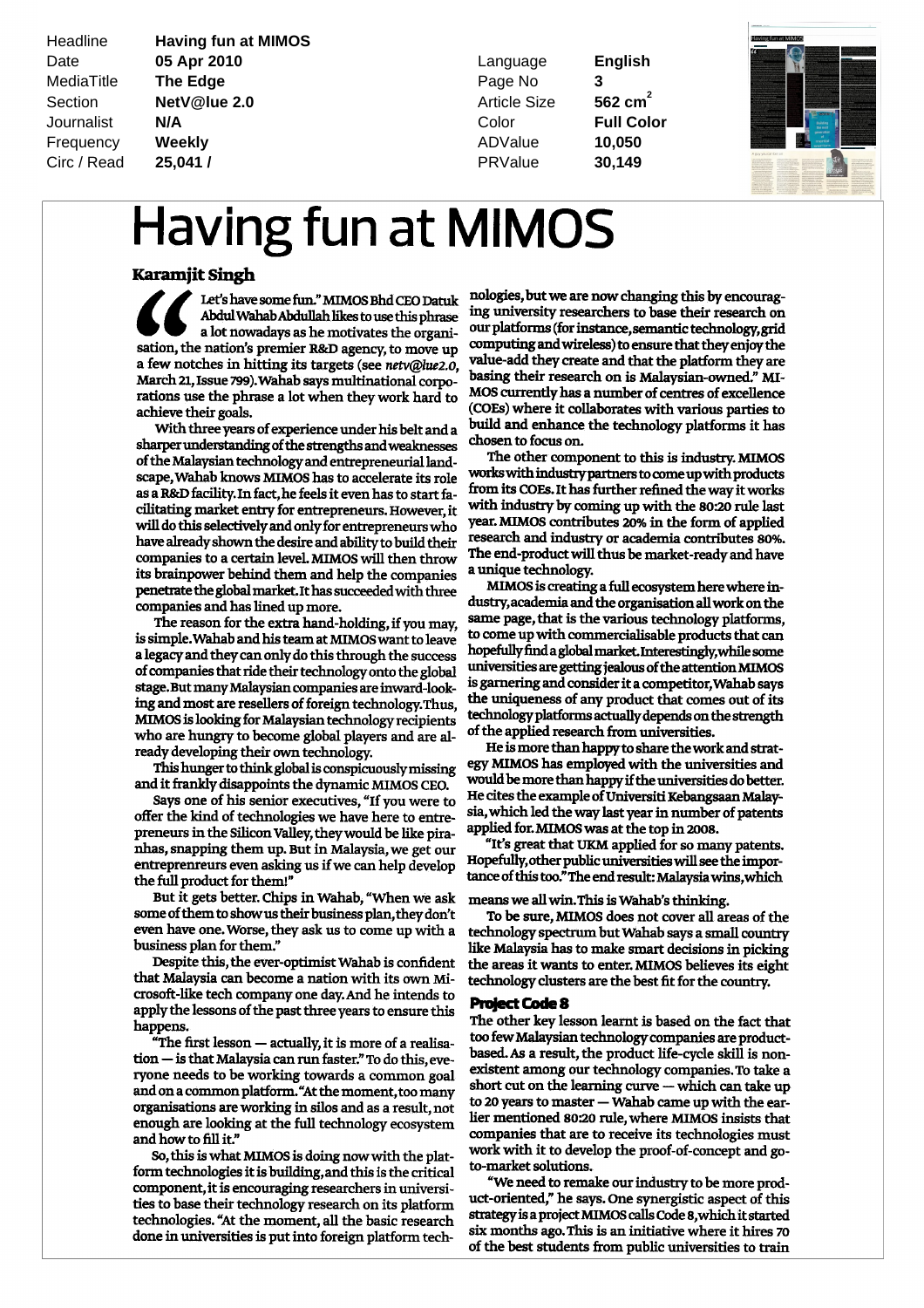| Headline | Having fun at MIMOS | | |
|---|---|---|---|
| Date | 05 Apr 2010 | Language | English |
| MediaTitle | The Edge | Page No | 3 |
| Section | NetV@lue 2.0 | Article Size | 562 $cm^2$ |
| Journalist | N/A | Color | Full Color |
| Frequency | Weekly | ADValue | 10,050 |
| Circ / Read | 25,041 / | PRValue | 30,149 |

# Having fun at MIMOS

**Karamjit Singh**

"Let's have some fun." MIMOS Bhd CEO Datuk Abdul Wahab Abdullah likes to use this phrase a lot nowadays as he motivates the organisation, the nation's premier R&D agency, to move up a few notches in hitting its targets (see *netv@lue2.0*, March 21, Issue 799). Wahab says multinational corporations use the phrase a lot when they work hard to achieve their goals.

With three years of experience under his belt and a sharper understanding of the strengths and weaknesses of the Malaysian technology and entrepreneurial landscape, Wahab knows MIMOS has to accelerate its role as a R&D facility. In fact, he feels it even has to start facilitating market entry for entrepreneurs. However, it will do this selectively and only for entrepreneurs who have already shown the desire and ability to build their companies to a certain level. MIMOS will then throw its brainpower behind them and help the companies penetrate the global market. It has succeeded with three companies and has lined up more.

The reason for the extra hand-holding, if you may, is simple. Wahab and his team at MIMOS want to leave a legacy and they can only do this through the success of companies that ride their technology onto the global stage. But many Malaysian companies are inward-looking and most are resellers of foreign technology. Thus, MIMOS is looking for Malaysian technology recipients who are hungry to become global players and are already developing their own technology.

This hunger to think global is conspicuously missing and it frankly disappoints the dynamic MIMOS CEO.

Says one of his senior executives, "If you were to offer the kind of technologies we have here to entrepreneurs in the Silicon Valley, they would be like piranhas, snapping them up. But in Malaysia, we get our entreprenreurs even asking us if we can help develop the full product for them!"

But it gets better. Chips in Wahab, "When we ask some of them to show us their business plan, they don't even have one. Worse, they ask us to come up with a business plan for them."

Despite this, the ever-optimist Wahab is confident that Malaysia can become a nation with its own Microsoft-like tech company one day. And he intends to apply the lessons of the past three years to ensure this happens.

"The first lesson — actually, it is more of a realisation — is that Malaysia can run faster." To do this, everyone needs to be working towards a common goal and on a common platform. "At the moment, too many organisations are working in silos and as a result, not enough are looking at the full technology ecosystem and how to fill it."

So, this is what MIMOS is doing now with the platform technologies it is building, and this is the critical component, it is encouraging researchers in universities to base their technology research on its platform technologies. "At the moment, all the basic research done in universities is put into foreign platform technologies, but we are now changing this by encouraging university researchers to base their research on our platforms (for instance, semantic technology, grid computing and wireless) to ensure that they enjoy the value-add they create and that the platform they are basing their research on is Malaysian-owned." MIMOS currently has a number of centres of excellence (COEs) where it collaborates with various parties to build and enhance the technology platforms it has chosen to focus on.

The other component to this is industry. MIMOS works with industry partners to come up with products from its COEs. It has further refined the way it works with industry by coming up with the 80:20 rule last year. MIMOS contributes 20% in the form of applied research and industry or academia contributes 80%. The end-product will thus be market-ready and have a unique technology.

MIMOS is creating a full ecosystem here where industry, academia and the organisation all work on the same page, that is the various technology platforms, to come up with commercialisable products that can hopefully find a global market. Interestingly, while some universities are getting jealous of the attention MIMOS is garnering and consider it a competitor, Wahab says the uniqueness of any product that comes out of its technology platforms actually depends on the strength of the applied research from universities.

He is more than happy to share the work and strategy MIMOS has employed with the universities and would be more than happy if the universities do better. He cites the example of Universiti Kebangsaan Malaysia, which led the way last year in number of patents applied for. MIMOS was at the top in 2008.

"It's great that UKM applied for so many patents. Hopefully, other public universities will see the importance of this too." The end result: Malaysia wins, which means we all win. This is Wahab's thinking.

To be sure, MIMOS does not cover all areas of the technology spectrum but Wahab says a small country like Malaysia has to make smart decisions in picking the areas it wants to enter. MIMOS believes its eight technology clusters are the best fit for the country.

### Project Code 8

The other key lesson learnt is based on the fact that too few Malaysian technology companies are product-based. As a result, the product life-cycle skill is non-existent among our technology companies. To take a short cut on the learning curve — which can take up to 20 years to master — Wahab came up with the earlier mentioned 80:20 rule, where MIMOS insists that companies that are to receive its technologies must work with it to develop the proof-of-concept and go-to-market solutions.

"We need to remake our industry to be more product-oriented," he says. One synergistic aspect of this strategy is a project MIMOS calls Code 8, which it started six months ago. This is an initiative where it hires 70 of the best students from public universities to train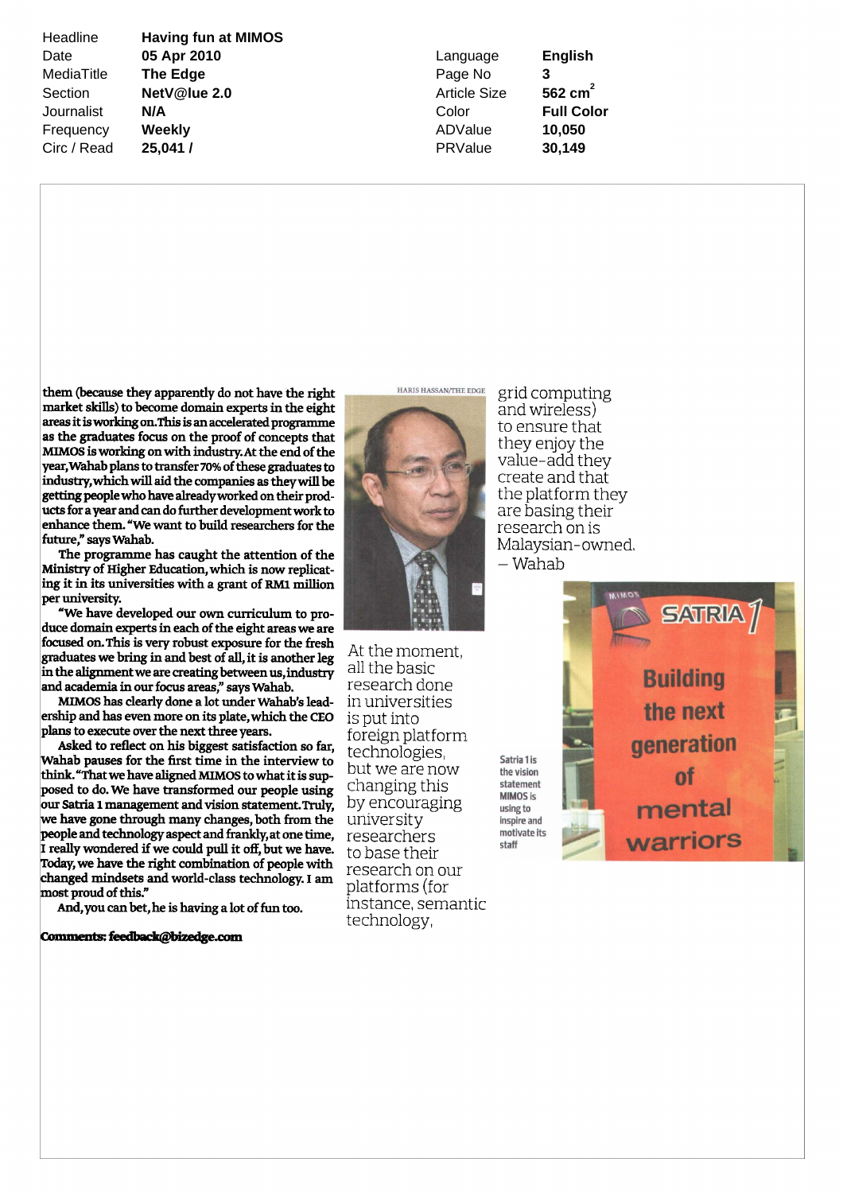| | | | |
|---|---|---|---|
| Headline | **Having fun at MIMOS** | | |
| Date | **05 Apr 2010** | Language | **English** |
| MediaTitle | **The Edge** | Page No | **3** |
| Section | **NetV@lue 2.0** | Article Size | **562 cm²** |
| Journalist | **N/A** | Color | **Full Color** |
| Frequency | **Weekly** | ADValue | **10,050** |
| Circ / Read | **25,041 /** | PRValue | **30,149** |

them (because they apparently do not have the right market skills) to become domain experts in the eight areas it is working on. This is an accelerated programme as the graduates focus on the proof of concepts that MIMOS is working on with industry. At the end of the year, Wahab plans to transfer 70% of these graduates to industry, which will aid the companies as they will be getting people who have already worked on their products for a year and can do further development work to enhance them. "We want to build researchers for the future," says Wahab.

The programme has caught the attention of the Ministry of Higher Education, which is now replicating it in its universities with a grant of RM1 million per university.

"We have developed our own curriculum to produce domain experts in each of the eight areas we are focused on. This is very robust exposure for the fresh graduates we bring in and best of all, it is another leg in the alignment we are creating between us, industry and academia in our focus areas," says Wahab.

MIMOS has clearly done a lot under Wahab's leadership and has even more on its plate, which the CEO plans to execute over the next three years.

Asked to reflect on his biggest satisfaction so far, Wahab pauses for the first time in the interview to think. "That we have aligned MIMOS to what it is supposed to do. We have transformed our people using our Satria 1 management and vision statement. Truly, we have gone through many changes, both from the people and technology aspect and frankly, at one time, I really wondered if we could pull it off, but we have. Today, we have the right combination of people with changed mindsets and world-class technology. I am most proud of this."

And, you can bet, he is having a lot of fun too.

**Comments: feedback@bizedge.com**

HARIS HASSAN/THE EDGE

> At the moment, all the basic research done in universities is put into foreign platform technologies, but we are now changing this by encouraging university researchers to base their research on our platforms (for instance, semantic technology, grid computing and wireless) to ensure that they enjoy the value-add they create and that the platform they are basing their research on is Malaysian-owned. — Wahab

Satria 1 is the vision statement MIMOS is using to inspire and motivate its staff